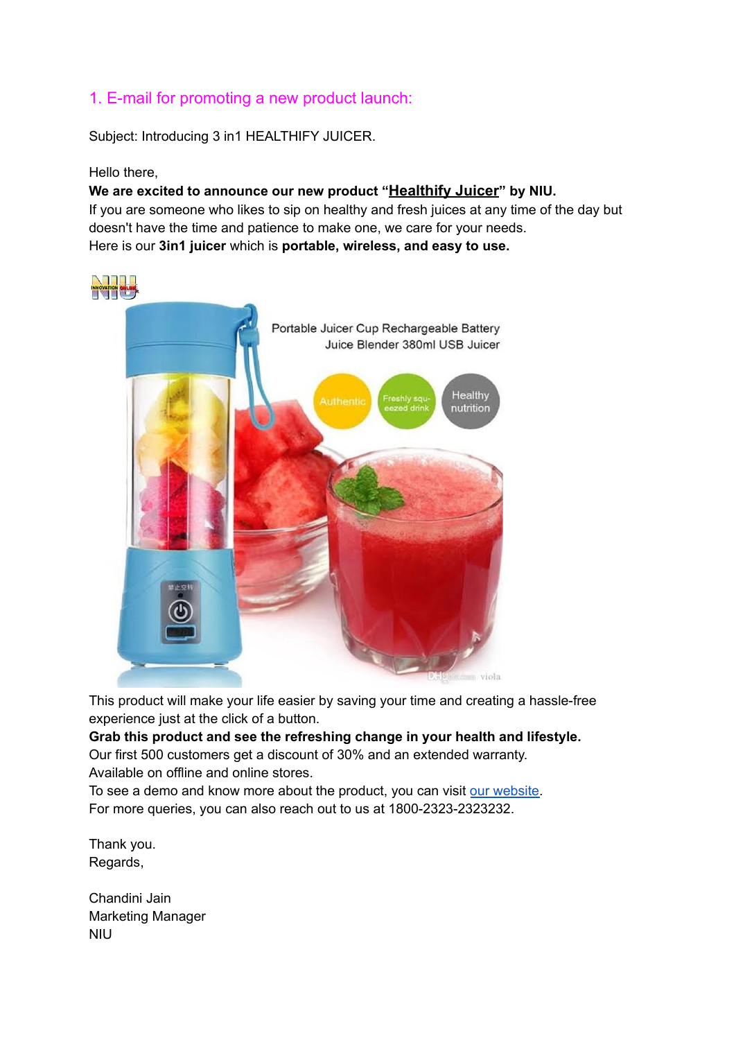## 1. E-mail for promoting a new product launch:

Subject: Introducing 3 in1 HEALTHIFY JUICER.

Hello there,
**We are excited to announce our new product "Healthify Juicer" by NIU.**
If you are someone who likes to sip on healthy and fresh juices at any time of the day but doesn't have the time and patience to make one, we care for your needs.
Here is our **3in1 juicer** which is **portable, wireless, and easy to use.**

This product will make your life easier by saving your time and creating a hassle-free experience just at the click of a button.
**Grab this product and see the refreshing change in your health and lifestyle.**
Our first 500 customers get a discount of 30% and an extended warranty.
Available on offline and online stores.
To see a demo and know more about the product, you can visit our website.
For more queries, you can also reach out to us at 1800-2323-2323232.

Thank you.
Regards,

Chandini Jain
Marketing Manager
NIU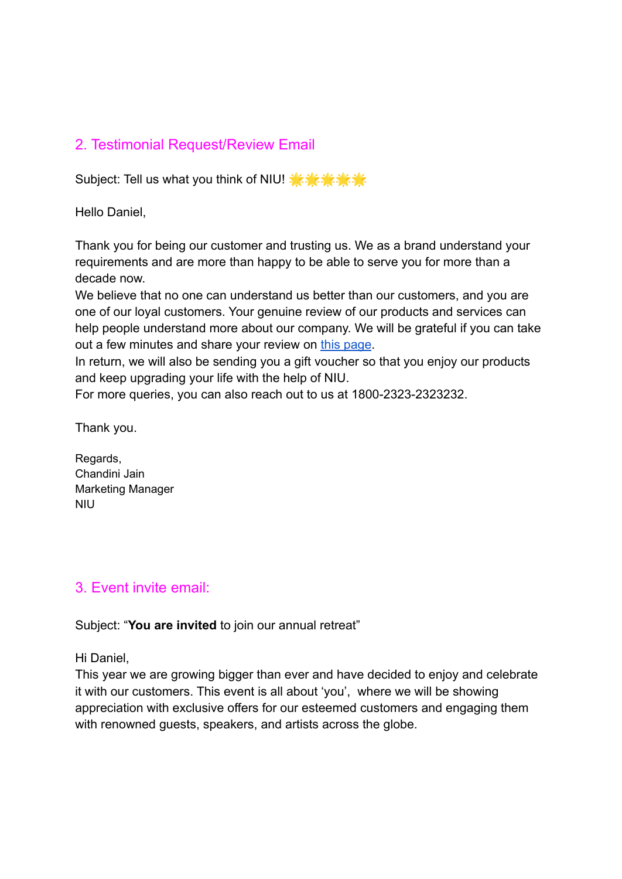## 2. Testimonial Request/Review Email

Subject: Tell us what you think of NIU! 🌟🌟🌟🌟🌟

Hello Daniel,

Thank you for being our customer and trusting us. We as a brand understand your requirements and are more than happy to be able to serve you for more than a decade now.
We believe that no one can understand us better than our customers, and you are one of our loyal customers. Your genuine review of our products and services can help people understand more about our company. We will be grateful if you can take out a few minutes and share your review on [this page].
In return, we will also be sending you a gift voucher so that you enjoy our products and keep upgrading your life with the help of NIU.
For more queries, you can also reach out to us at 1800-2323-2323232.

Thank you.

Regards,
Chandini Jain
Marketing Manager
NIU

## 3. Event invite email:

Subject: "**You are invited** to join our annual retreat"

Hi Daniel,
This year we are growing bigger than ever and have decided to enjoy and celebrate it with our customers. This event is all about 'you', where we will be showing appreciation with exclusive offers for our esteemed customers and engaging them with renowned guests, speakers, and artists across the globe.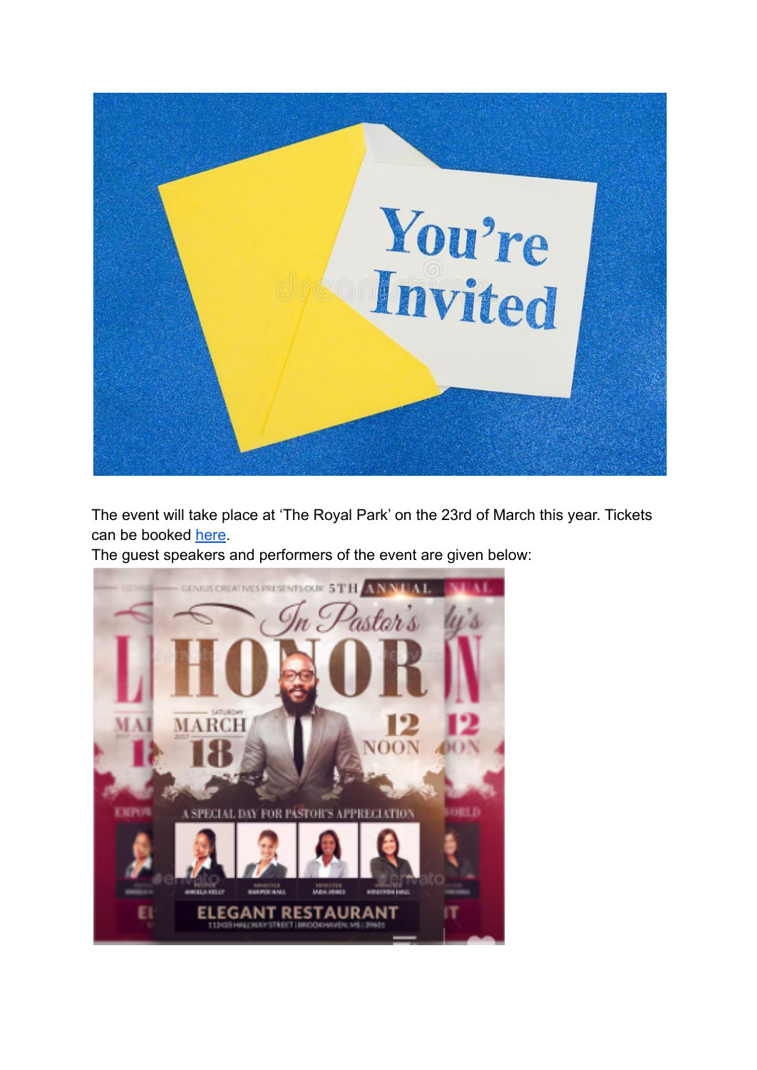The event will take place at 'The Royal Park' on the 23rd of March this year. Tickets can be booked here.
The guest speakers and performers of the event are given below: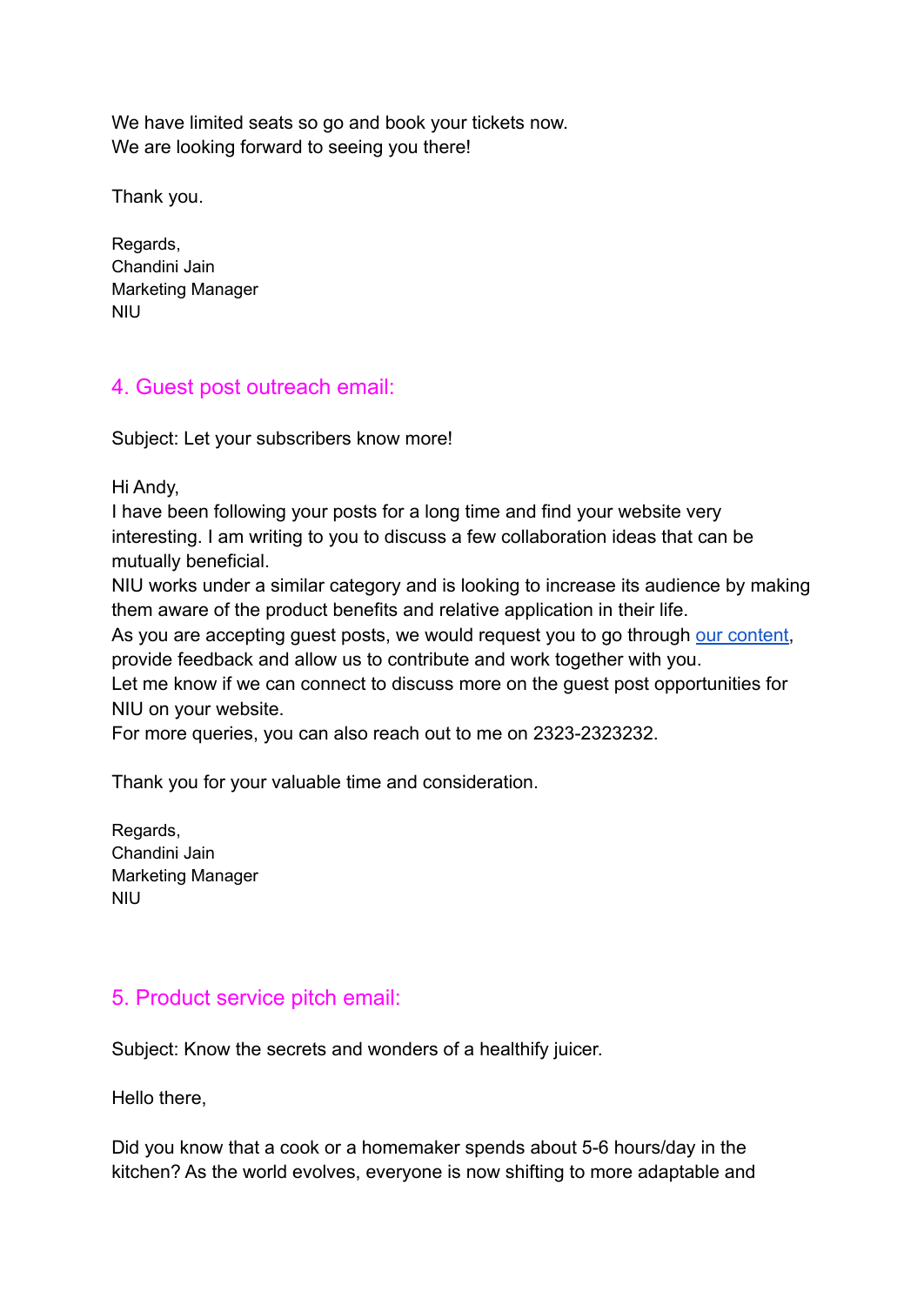We have limited seats so go and book your tickets now.
We are looking forward to seeing you there!

Thank you.

Regards,
Chandini Jain
Marketing Manager
NIU

## 4. Guest post outreach email:

Subject: Let your subscribers know more!

Hi Andy,
I have been following your posts for a long time and find your website very interesting. I am writing to you to discuss a few collaboration ideas that can be mutually beneficial.
NIU works under a similar category and is looking to increase its audience by making them aware of the product benefits and relative application in their life.
As you are accepting guest posts, we would request you to go through our content, provide feedback and allow us to contribute and work together with you.
Let me know if we can connect to discuss more on the guest post opportunities for NIU on your website.
For more queries, you can also reach out to me on 2323-2323232.

Thank you for your valuable time and consideration.

Regards,
Chandini Jain
Marketing Manager
NIU

## 5. Product service pitch email:

Subject: Know the secrets and wonders of a healthify juicer.

Hello there,

Did you know that a cook or a homemaker spends about 5-6 hours/day in the kitchen? As the world evolves, everyone is now shifting to more adaptable and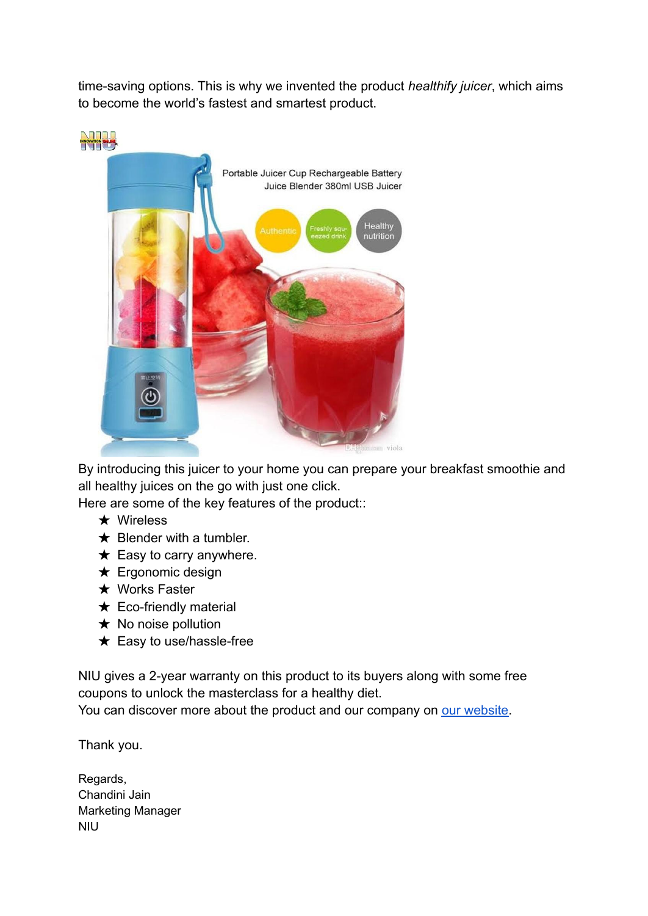time-saving options. This is why we invented the product *healthify juicer*, which aims to become the world's fastest and smartest product.

By introducing this juicer to your home you can prepare your breakfast smoothie and all healthy juices on the go with just one click.
Here are some of the key features of the product::

- ★ Wireless
- ★ Blender with a tumbler.
- ★ Easy to carry anywhere.
- ★ Ergonomic design
- ★ Works Faster
- ★ Eco-friendly material
- ★ No noise pollution
- ★ Easy to use/hassle-free

NIU gives a 2-year warranty on this product to its buyers along with some free coupons to unlock the masterclass for a healthy diet.
You can discover more about the product and our company on [our website](#).

Thank you.

Regards,
Chandini Jain
Marketing Manager
NIU